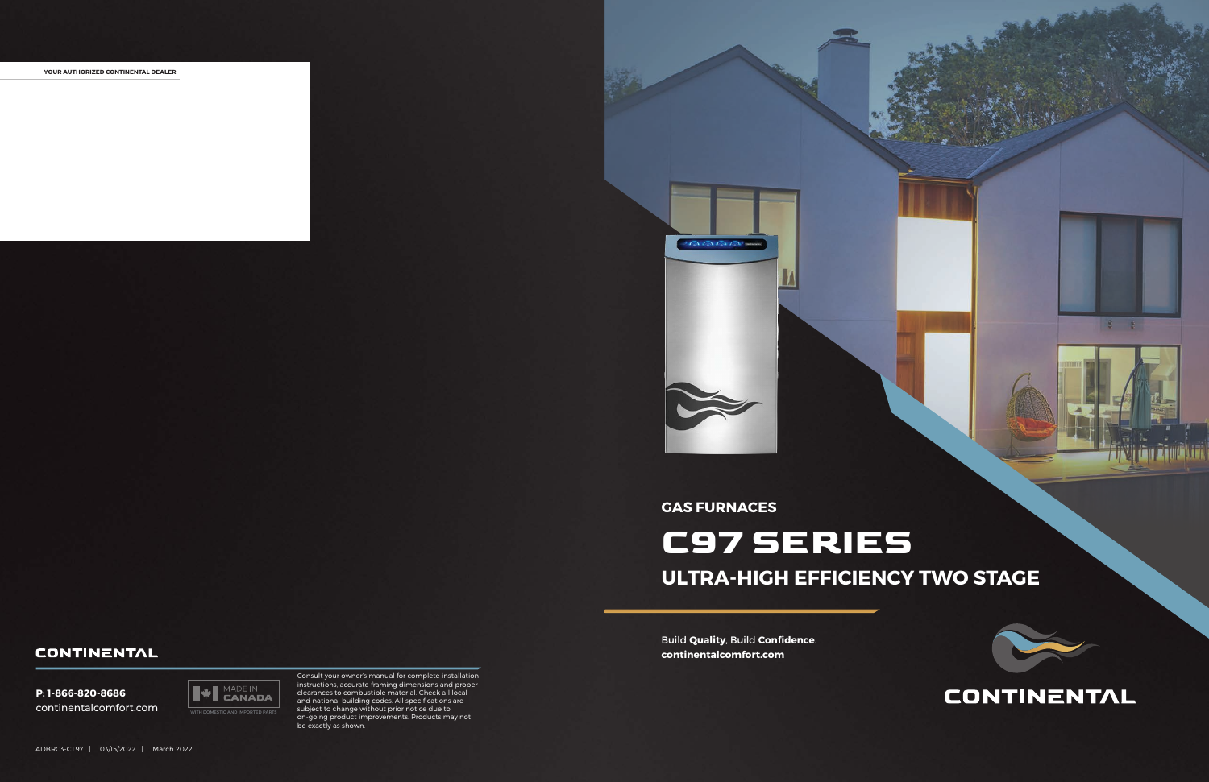YOUR AUTHORIZED CONTINENTAL DEALER

CONTINENTAL

**P: 1-866-820-8686**
continentalcomfort.com

MADE IN CANADA
WITH DOMESTIC AND IMPORTED PARTS

Consult your owner's manual for complete installation instructions, accurate framing dimensions and proper clearances to combustible material. Check all local and national building codes. All specifications are subject to change without prior notice due to on-going product improvements. Products may not be exactly as shown.

ADBRC3-CT97 | 03/15/2022 | March 2022

## GAS FURNACES

# C97 SERIES

## ULTRA-HIGH EFFICIENCY TWO STAGE

Build **Quality**, Build **Confidence**.
**continentalcomfort.com**

CONTINENTAL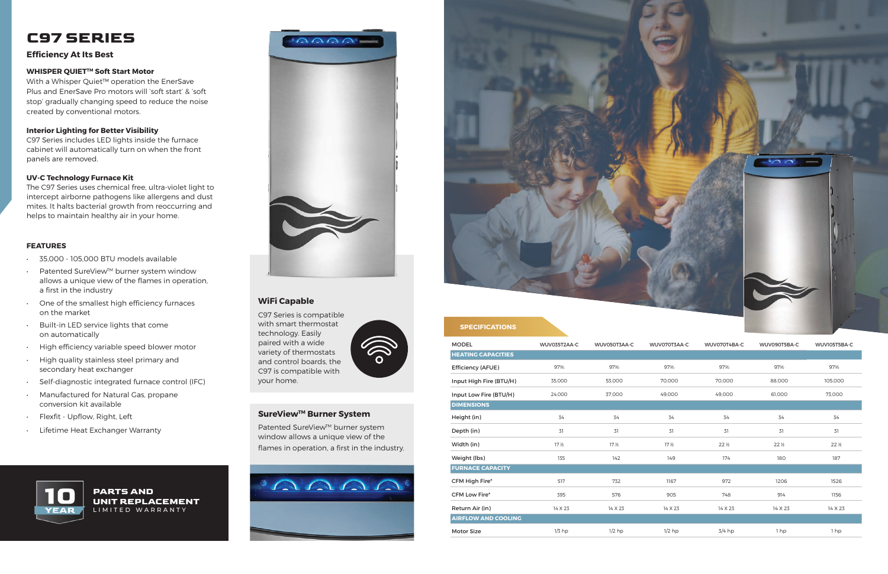# C97 SERIES

## Efficiency At Its Best

### WHISPER QUIET™ Soft Start Motor

With a Whisper Quiet™ operation the EnerSave Plus and EnerSave Pro motors will 'soft start' & 'soft stop' gradually changing speed to reduce the noise created by conventional motors.

### Interior Lighting for Better Visibility

C97 Series includes LED lights inside the furnace cabinet will automatically turn on when the front panels are removed.

### UV-C Technology Furnace Kit

The C97 Series uses chemical free, ultra-violet light to intercept airborne pathogens like allergens and dust mites. It halts bacterial growth from reoccurring and helps to maintain healthy air in your home.

### FEATURES

- 35,000 - 105,000 BTU models available
- Patented SureView™ burner system window allows a unique view of the flames in operation, a first in the industry
- One of the smallest high efficiency furnaces on the market
- Built-in LED service lights that come on automatically
- High efficiency variable speed blower motor
- High quality stainless steel primary and secondary heat exchanger
- Self-diagnostic integrated furnace control (IFC)
- Manufactured for Natural Gas, propane conversion kit available
- Flexfit - Upflow, Right, Left
- Lifetime Heat Exchanger Warranty

**10 YEAR PARTS AND UNIT REPLACEMENT LIMITED WARRANTY**

### WiFi Capable

C97 Series is compatible with smart thermostat technology. Easily paired with a wide variety of thermostats and control boards, the C97 is compatible with your home.

### SureView™ Burner System

Patented SureView™ burner system window allows a unique view of the flames in operation, a first in the industry.

### SPECIFICATIONS

| MODEL | WUV035T2AA-C | WUV050T3AA-C | WUV070T3AA-C | WUV070T4BA-C | WUV090T5BA-C | WUV105T5BA-C |
|---|---|---|---|---|---|---|
| **HEATING CAPACITIES** | | | | | | |
| Efficiency (AFUE) | 97% | 97% | 97% | 97% | 97% | 97% |
| Input High Fire (BTU/H) | 35,000 | 53,000 | 70,000 | 70,000 | 88,000 | 105,000 |
| Input Low Fire (BTU/H) | 24,000 | 37,000 | 49,000 | 49,000 | 61,000 | 73,000 |
| **DIMENSIONS** | | | | | | |
| Height (in) | 34 | 34 | 34 | 34 | 34 | 34 |
| Depth (in) | 31 | 31 | 31 | 31 | 31 | 31 |
| Width (in) | 17 ½ | 17 ½ | 17 ½ | 22 ½ | 22 ½ | 22 ½ |
| Weight (lbs) | 135 | 142 | 149 | 174 | 180 | 187 |
| **FURNACE CAPACITY** | | | | | | |
| CFM High Fire* | 517 | 732 | 1167 | 972 | 1206 | 1526 |
| CFM Low Fire* | 395 | 576 | 905 | 748 | 914 | 1156 |
| Return Air (in) | 14 X 23 | 14 X 23 | 14 X 23 | 14 X 23 | 14 X 23 | 14 X 23 |
| **AIRFLOW AND COOLING** | | | | | | |
| Motor Size | 1/3 hp | 1/2 hp | 1/2 hp | 3/4 hp | 1 hp | 1 hp |